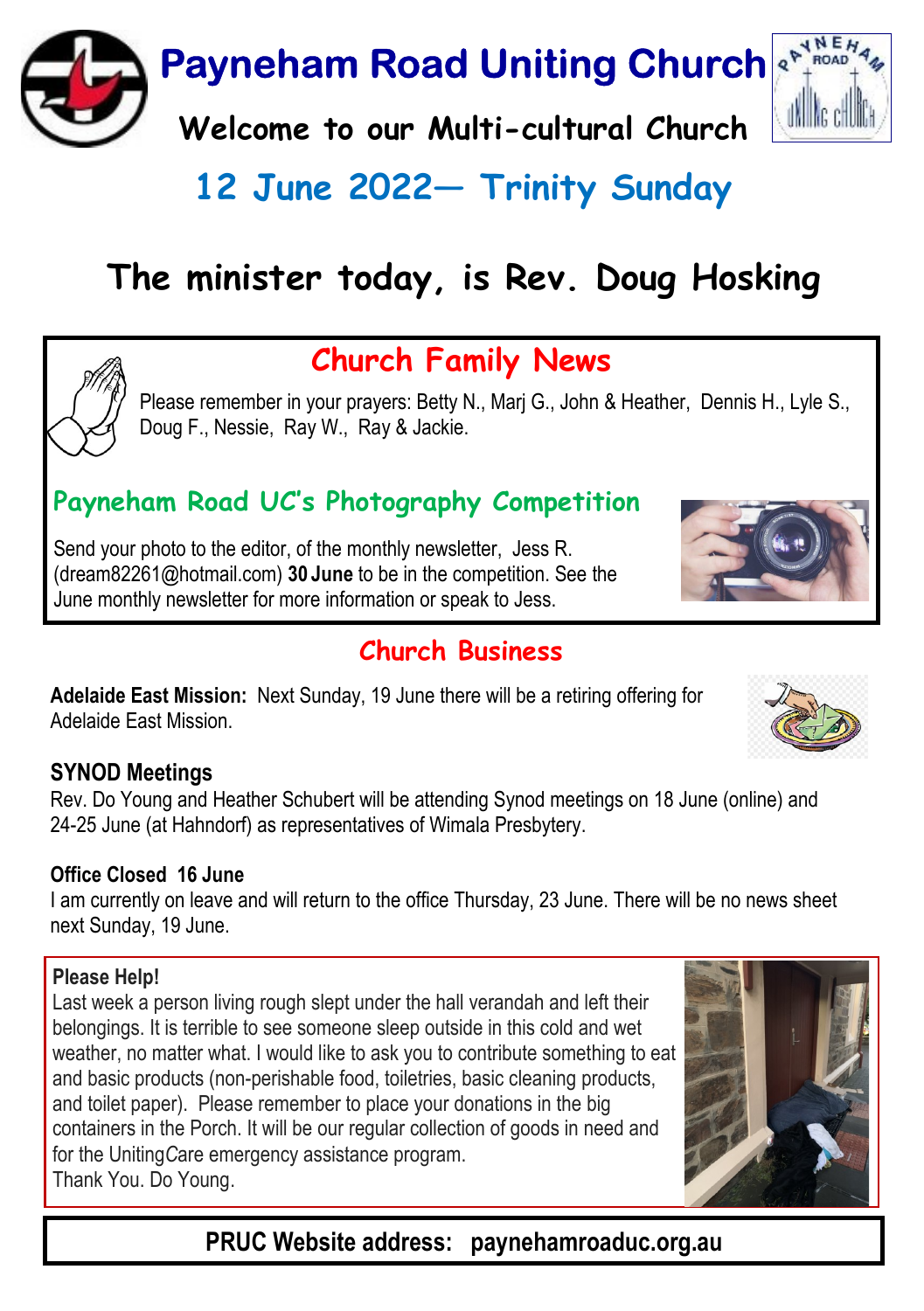# Payneham Road Uniting Church

## Welcome to our Multi-cultural Church

## 12 June 2022— Trinity Sunday

# The minister today, is Rev. Doug Hosking

## Church Family News

Please remember in your prayers: Betty N., Marj G., John & Heather, Dennis H., Lyle S., Doug F., Nessie, Ray W., Ray & Jackie.

### Payneham Road UC's Photography Competition

Send your photo to the editor, of the monthly newsletter, Jess R. (dream82261@hotmail.com) **30 June** to be in the competition. See the June monthly newsletter for more information or speak to Jess.

## Church Business

**Adelaide East Mission:** Next Sunday, 19 June there will be a retiring offering for Adelaide East Mission.

### SYNOD Meetings

Rev. Do Young and Heather Schubert will be attending Synod meetings on 18 June (online) and 24-25 June (at Hahndorf) as representatives of Wimala Presbytery.

### Office Closed 16 June

I am currently on leave and will return to the office Thursday, 23 June. There will be no news sheet next Sunday, 19 June.

### Please Help!

Last week a person living rough slept under the hall verandah and left their belongings. It is terrible to see someone sleep outside in this cold and wet weather, no matter what. I would like to ask you to contribute something to eat and basic products (non-perishable food, toiletries, basic cleaning products, and toilet paper). Please remember to place your donations in the big containers in the Porch. It will be our regular collection of goods in need and for the UnitingCare emergency assistance program.
Thank You. Do Young.

**PRUC Website address: paynehamroaduc.org.au**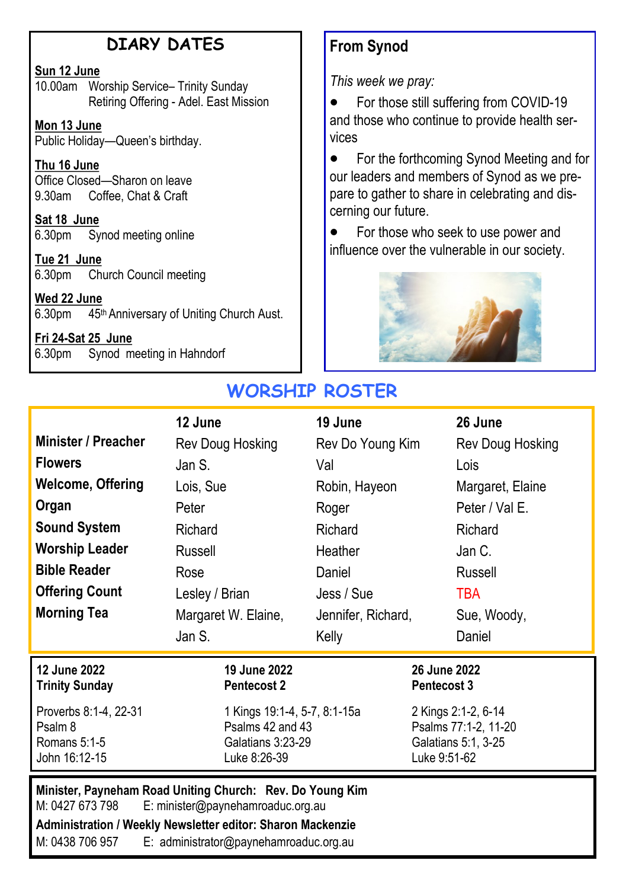## DIARY DATES

**Sun 12 June**
10.00am Worship Service– Trinity Sunday
Retiring Offering - Adel. East Mission

**Mon 13 June**
Public Holiday—Queen's birthday.

**Thu 16 June**
Office Closed—Sharon on leave
9.30am Coffee, Chat & Craft

**Sat 18 June**
6.30pm Synod meeting online

**Tue 21 June**
6.30pm Church Council meeting

**Wed 22 June**
6.30pm 45th Anniversary of Uniting Church Aust.

**Fri 24-Sat 25 June**
6.30pm Synod meeting in Hahndorf

## From Synod

*This week we pray:*

- For those still suffering from COVID-19 and those who continue to provide health services
- For the forthcoming Synod Meeting and for our leaders and members of Synod as we prepare to gather to share in celebrating and discerning our future.
- For those who seek to use power and influence over the vulnerable in our society.

## WORSHIP ROSTER

| | 12 June | 19 June | 26 June |
|---|---|---|---|
| **Minister / Preacher** | Rev Doug Hosking | Rev Do Young Kim | Rev Doug Hosking |
| **Flowers** | Jan S. | Val | Lois |
| **Welcome, Offering** | Lois, Sue | Robin, Hayeon | Margaret, Elaine |
| **Organ** | Peter | Roger | Peter / Val E. |
| **Sound System** | Richard | Richard | Richard |
| **Worship Leader** | Russell | Heather | Jan C. |
| **Bible Reader** | Rose | Daniel | Russell |
| **Offering Count** | Lesley / Brian | Jess / Sue | TBA |
| **Morning Tea** | Margaret W. Elaine, Jan S. | Jennifer, Richard, Kelly | Sue, Woody, Daniel |

| 12 June 2022 | 19 June 2022 | 26 June 2022 |
|---|---|---|
| **Trinity Sunday** | **Pentecost 2** | **Pentecost 3** |
| Proverbs 8:1-4, 22-31 | 1 Kings 19:1-4, 5-7, 8:1-15a | 2 Kings 2:1-2, 6-14 |
| Psalm 8 | Psalms 42 and 43 | Psalms 77:1-2, 11-20 |
| Romans 5:1-5 | Galatians 3:23-29 | Galatians 5:1, 3-25 |
| John 16:12-15 | Luke 8:26-39 | Luke 9:51-62 |

**Minister, Payneham Road Uniting Church: Rev. Do Young Kim**
M: 0427 673 798 E: minister@paynehamroaduc.org.au

**Administration / Weekly Newsletter editor: Sharon Mackenzie**
M: 0438 706 957 E: administrator@paynehamroaduc.org.au